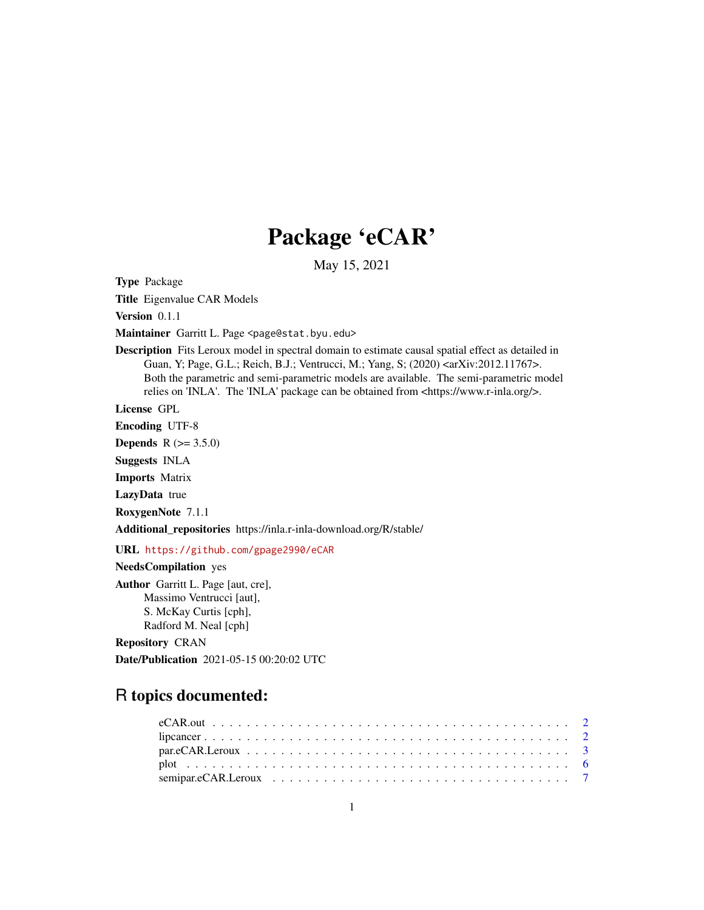# Package 'eCAR'

May 15, 2021

**Type** Package

**Title** Eigenvalue CAR Models

**Version** 0.1.1

**Maintainer** Garritt L. Page <page@stat.byu.edu>

**Description** Fits Leroux model in spectral domain to estimate causal spatial effect as detailed in Guan, Y; Page, G.L.; Reich, B.J.; Ventrucci, M.; Yang, S; (2020) <arXiv:2012.11767>. Both the parametric and semi-parametric models are available. The semi-parametric model relies on 'INLA'. The 'INLA' package can be obtained from <https://www.r-inla.org/>.

**License** GPL

**Encoding** UTF-8

**Depends** R (>= 3.5.0)

**Suggests** INLA

**Imports** Matrix

**LazyData** true

**RoxygenNote** 7.1.1

**Additional_repositories** https://inla.r-inla-download.org/R/stable/

**URL** https://github.com/gpage2990/eCAR

**NeedsCompilation** yes

**Author** Garritt L. Page [aut, cre],
Massimo Ventrucci [aut],
S. McKay Curtis [cph],
Radford M. Neal [cph]

**Repository** CRAN

**Date/Publication** 2021-05-15 00:20:02 UTC

## R topics documented:

- eCAR.out . . . . . . . . . . . . . . . . . . . . . . . . . . . . . . . . . . . . . . . . 2
- lipcancer . . . . . . . . . . . . . . . . . . . . . . . . . . . . . . . . . . . . . . . . 2
- par.eCAR.Leroux . . . . . . . . . . . . . . . . . . . . . . . . . . . . . . . . . . . . 3
- plot . . . . . . . . . . . . . . . . . . . . . . . . . . . . . . . . . . . . . . . . . . 6
- semipar.eCAR.Leroux . . . . . . . . . . . . . . . . . . . . . . . . . . . . . . . . . 7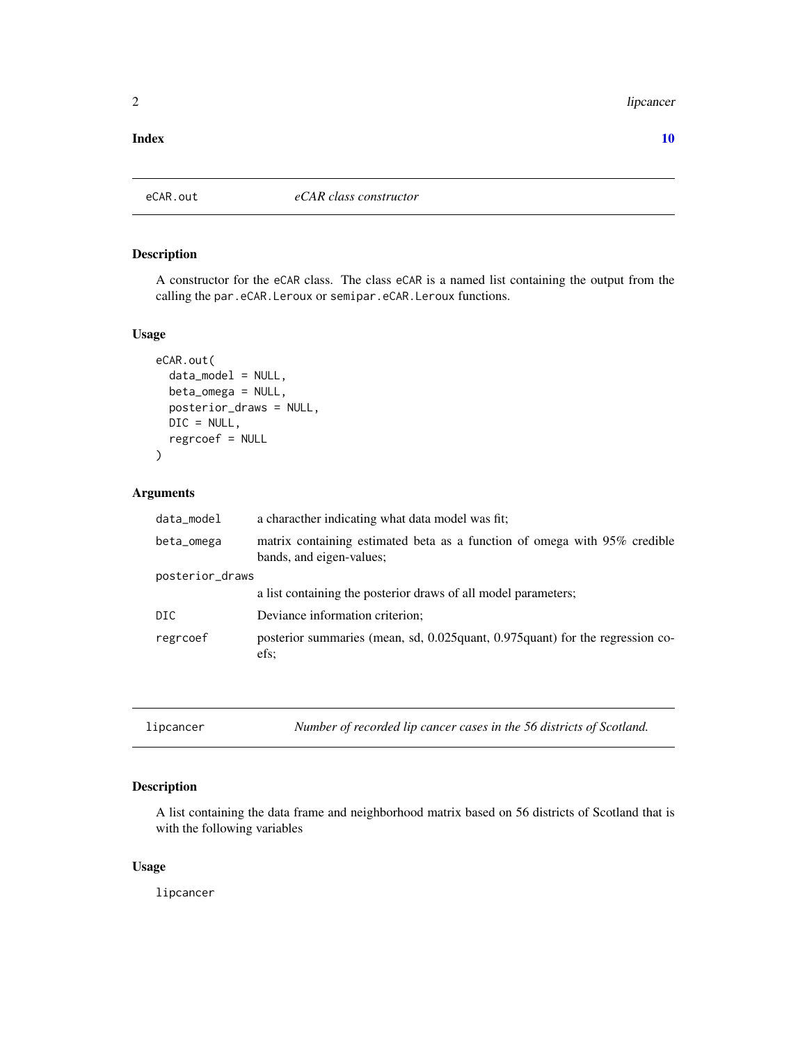**Index** **10**

---

## eCAR.out — *eCAR class constructor*

### Description

A constructor for the eCAR class. The class eCAR is a named list containing the output from the calling the par.eCAR.Leroux or semipar.eCAR.Leroux functions.

### Usage

```
eCAR.out(
  data_model = NULL,
  beta_omega = NULL,
  posterior_draws = NULL,
  DIC = NULL,
  regrcoef = NULL
)
```

### Arguments

| | |
|---|---|
| data_model | a characther indicating what data model was fit; |
| beta_omega | matrix containing estimated beta as a function of omega with 95% credible bands, and eigen-values; |
| posterior_draws | a list containing the posterior draws of all model parameters; |
| DIC | Deviance information criterion; |
| regrcoef | posterior summaries (mean, sd, 0.025quant, 0.975quant) for the regression coefs; |

---

## lipcancer — *Number of recorded lip cancer cases in the 56 districts of Scotland.*

### Description

A list containing the data frame and neighborhood matrix based on 56 districts of Scotland that is with the following variables

### Usage

```
lipcancer
```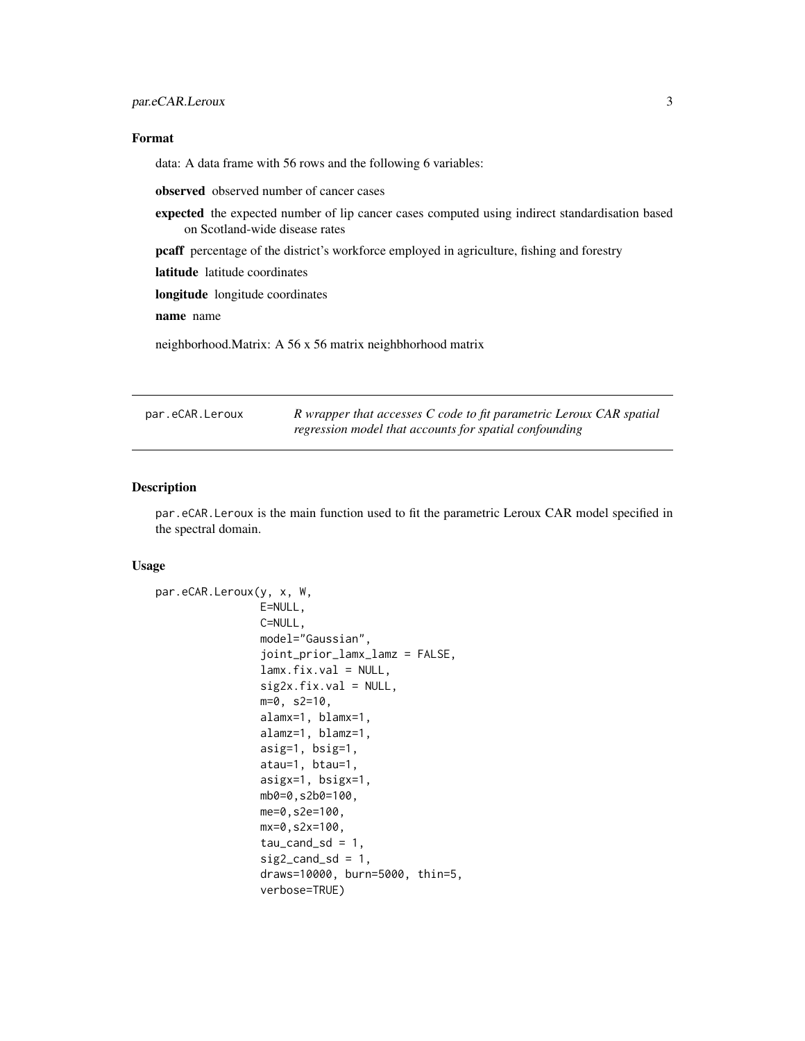### Format

data: A data frame with 56 rows and the following 6 variables:

**observed** observed number of cancer cases

**expected** the expected number of lip cancer cases computed using indirect standardisation based on Scotland-wide disease rates

**pcaff** percentage of the district's workforce employed in agriculture, fishing and forestry

**latitude** latitude coordinates

**longitude** longitude coordinates

**name** name

neighborhood.Matrix: A 56 x 56 matrix neighbhorhood matrix

---

## par.eCAR.Leroux

*R wrapper that accesses C code to fit parametric Leroux CAR spatial regression model that accounts for spatial confounding*

---

### Description

`par.eCAR.Leroux` is the main function used to fit the parametric Leroux CAR model specified in the spectral domain.

### Usage

```
par.eCAR.Leroux(y, x, W,
                E=NULL,
                C=NULL,
                model="Gaussian",
                joint_prior_lamx_lamz = FALSE,
                lamx.fix.val = NULL,
                sig2x.fix.val = NULL,
                m=0, s2=10,
                alamx=1, blamx=1,
                alamz=1, blamz=1,
                asig=1, bsig=1,
                atau=1, btau=1,
                asigx=1, bsigx=1,
                mb0=0,s2b0=100,
                me=0,s2e=100,
                mx=0,s2x=100,
                tau_cand_sd = 1,
                sig2_cand_sd = 1,
                draws=10000, burn=5000, thin=5,
                verbose=TRUE)
```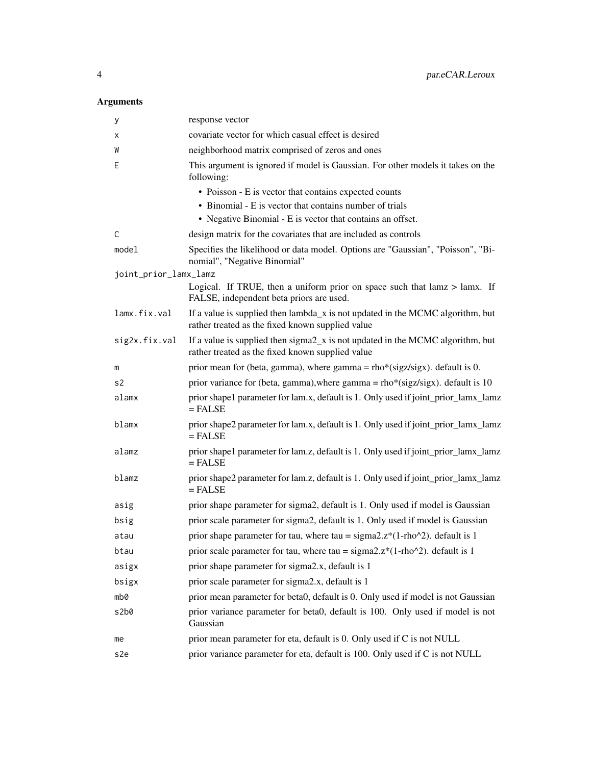## Arguments

| | |
|---|---|
| y | response vector |
| x | covariate vector for which casual effect is desired |
| W | neighborhood matrix comprised of zeros and ones |
| E | This argument is ignored if model is Gaussian. For other models it takes on the following: <br> • Poisson - E is vector that contains expected counts <br> • Binomial - E is vector that contains number of trials <br> • Negative Binomial - E is vector that contains an offset. |
| C | design matrix for the covariates that are included as controls |
| model | Specifies the likelihood or data model. Options are "Gaussian", "Poisson", "Binomial", "Negative Binomial" |
| joint_prior_lamx_lamz | Logical. If TRUE, then a uniform prior on space such that lamz > lamx. If FALSE, independent beta priors are used. |
| lamx.fix.val | If a value is supplied then lambda_x is not updated in the MCMC algorithm, but rather treated as the fixed known supplied value |
| sig2x.fix.val | If a value is supplied then sigma2_x is not updated in the MCMC algorithm, but rather treated as the fixed known supplied value |
| m | prior mean for (beta, gamma), where gamma = rho*(sigz/sigx). default is 0. |
| s2 | prior variance for (beta, gamma),where gamma = rho*(sigz/sigx). default is 10 |
| alamx | prior shape1 parameter for lam.x, default is 1. Only used if joint_prior_lamx_lamz = FALSE |
| blamx | prior shape2 parameter for lam.x, default is 1. Only used if joint_prior_lamx_lamz = FALSE |
| alamz | prior shape1 parameter for lam.z, default is 1. Only used if joint_prior_lamx_lamz = FALSE |
| blamz | prior shape2 parameter for lam.z, default is 1. Only used if joint_prior_lamx_lamz = FALSE |
| asig | prior shape parameter for sigma2, default is 1. Only used if model is Gaussian |
| bsig | prior scale parameter for sigma2, default is 1. Only used if model is Gaussian |
| atau | prior shape parameter for tau, where tau = sigma2.z*(1-rho^2). default is 1 |
| btau | prior scale parameter for tau, where tau = sigma2.z*(1-rho^2). default is 1 |
| asigx | prior shape parameter for sigma2.x, default is 1 |
| bsigx | prior scale parameter for sigma2.x, default is 1 |
| mb0 | prior mean parameter for beta0, default is 0. Only used if model is not Gaussian |
| s2b0 | prior variance parameter for beta0, default is 100. Only used if model is not Gaussian |
| me | prior mean parameter for eta, default is 0. Only used if C is not NULL |
| s2e | prior variance parameter for eta, default is 100. Only used if C is not NULL |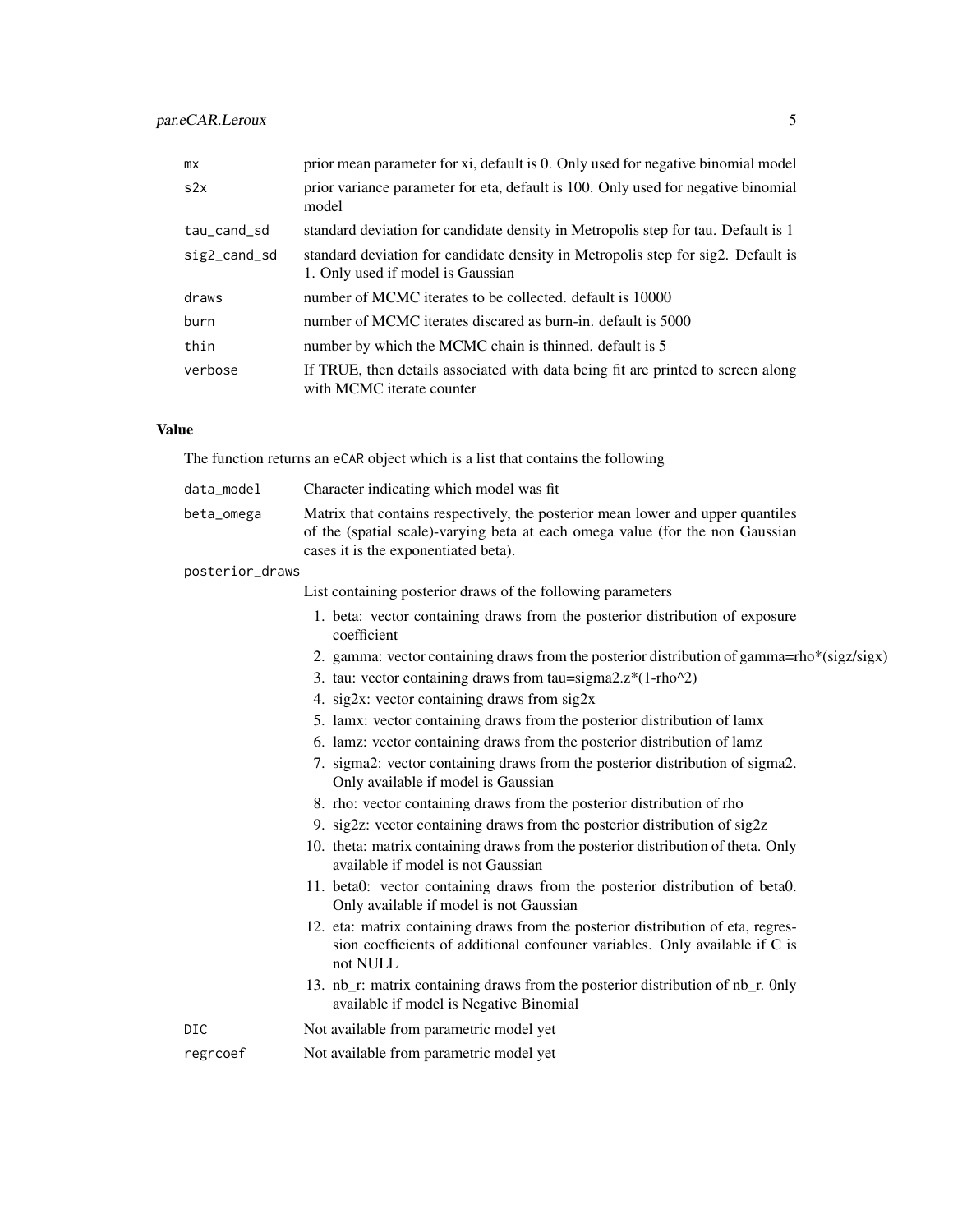| | |
|---|---|
| mx | prior mean parameter for xi, default is 0. Only used for negative binomial model |
| s2x | prior variance parameter for eta, default is 100. Only used for negative binomial model |
| tau_cand_sd | standard deviation for candidate density in Metropolis step for tau. Default is 1 |
| sig2_cand_sd | standard deviation for candidate density in Metropolis step for sig2. Default is 1. Only used if model is Gaussian |
| draws | number of MCMC iterates to be collected. default is 10000 |
| burn | number of MCMC iterates discared as burn-in. default is 5000 |
| thin | number by which the MCMC chain is thinned. default is 5 |
| verbose | If TRUE, then details associated with data being fit are printed to screen along with MCMC iterate counter |

## Value

The function returns an eCAR object which is a list that contains the following

data_model
: Character indicating which model was fit

beta_omega
: Matrix that contains respectively, the posterior mean lower and upper quantiles of the (spatial scale)-varying beta at each omega value (for the non Gaussian cases it is the exponentiated beta).

posterior_draws
: List containing posterior draws of the following parameters

1. beta: vector containing draws from the posterior distribution of exposure coefficient
2. gamma: vector containing draws from the posterior distribution of gamma=rho*(sigz/sigx)
3. tau: vector containing draws from tau=sigma2.z*(1-rho^2)
4. sig2x: vector containing draws from sig2x
5. lamx: vector containing draws from the posterior distribution of lamx
6. lamz: vector containing draws from the posterior distribution of lamz
7. sigma2: vector containing draws from the posterior distribution of sigma2. Only available if model is Gaussian
8. rho: vector containing draws from the posterior distribution of rho
9. sig2z: vector containing draws from the posterior distribution of sig2z
10. theta: matrix containing draws from the posterior distribution of theta. Only available if model is not Gaussian
11. beta0: vector containing draws from the posterior distribution of beta0. Only available if model is not Gaussian
12. eta: matrix containing draws from the posterior distribution of eta, regression coefficients of additional confouner variables. Only available if C is not NULL
13. nb_r: matrix containing draws from the posterior distribution of nb_r. 0nly available if model is Negative Binomial

DIC
: Not available from parametric model yet

regrcoef
: Not available from parametric model yet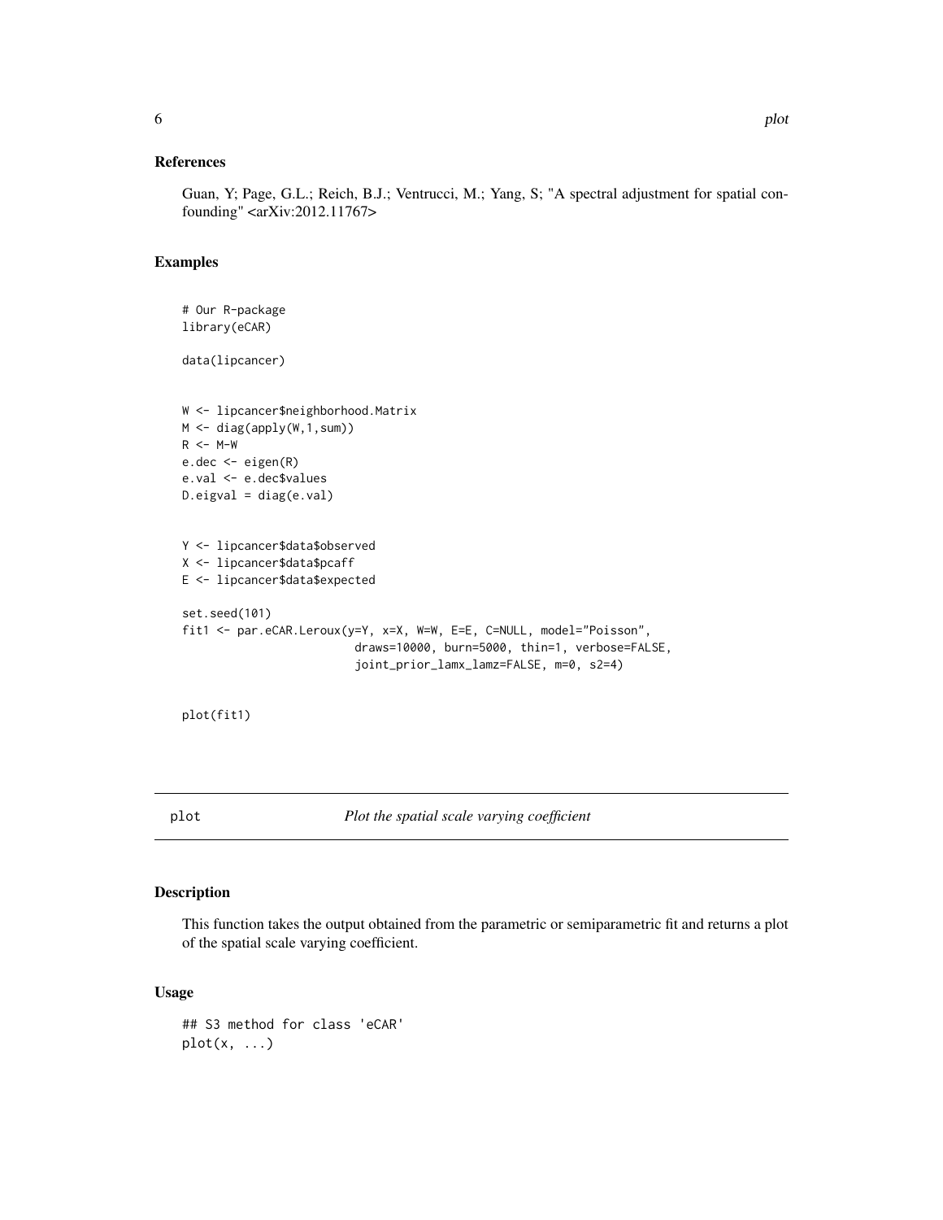### References

Guan, Y; Page, G.L.; Reich, B.J.; Ventrucci, M.; Yang, S; "A spectral adjustment for spatial confounding" <arXiv:2012.11767>

### Examples

```
# Our R-package
library(eCAR)

data(lipcancer)


W <- lipcancer$neighborhood.Matrix
M <- diag(apply(W,1,sum))
R <- M-W
e.dec <- eigen(R)
e.val <- e.dec$values
D.eigval = diag(e.val)


Y <- lipcancer$data$observed
X <- lipcancer$data$pcaff
E <- lipcancer$data$expected

set.seed(101)
fit1 <- par.eCAR.Leroux(y=Y, x=X, W=W, E=E, C=NULL, model="Poisson",
                         draws=10000, burn=5000, thin=1, verbose=FALSE,
                         joint_prior_lamx_lamz=FALSE, m=0, s2=4)


plot(fit1)
```

---

## plot — *Plot the spatial scale varying coefficient*

### Description

This function takes the output obtained from the parametric or semiparametric fit and returns a plot of the spatial scale varying coefficient.

### Usage

```
## S3 method for class 'eCAR'
plot(x, ...)
```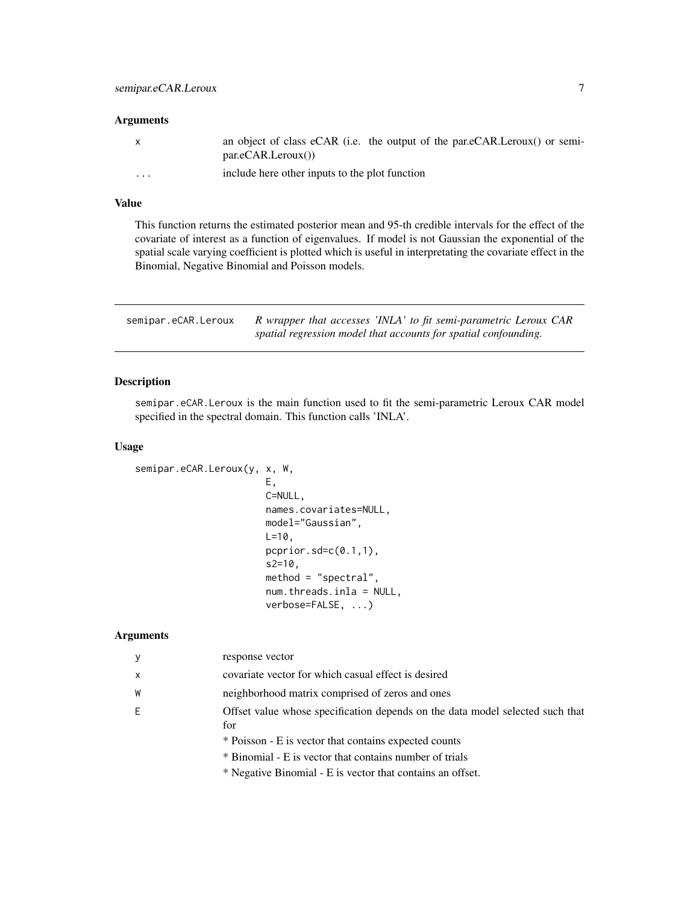## Arguments

| | |
|---|---|
| x | an object of class eCAR (i.e. the output of the par.eCAR.Leroux() or semi-par.eCAR.Leroux()) |
| ... | include here other inputs to the plot function |

## Value

This function returns the estimated posterior mean and 95-th credible intervals for the effect of the covariate of interest as a function of eigenvalues. If model is not Gaussian the exponential of the spatial scale varying coefficient is plotted which is useful in interpreting the covariate effect in the Binomial, Negative Binomial and Poisson models.

---

# semipar.eCAR.Leroux — *R wrapper that accesses 'INLA' to fit semi-parametric Leroux CAR spatial regression model that accounts for spatial confounding.*

---

## Description

semipar.eCAR.Leroux is the main function used to fit the semi-parametric Leroux CAR model specified in the spectral domain. This function calls 'INLA'.

## Usage

```
semipar.eCAR.Leroux(y, x, W,
                    E,
                    C=NULL,
                    names.covariates=NULL,
                    model="Gaussian",
                    L=10,
                    pcprior.sd=c(0.1,1),
                    s2=10,
                    method = "spectral",
                    num.threads.inla = NULL,
                    verbose=FALSE, ...)
```

## Arguments

| | |
|---|---|
| y | response vector |
| x | covariate vector for which casual effect is desired |
| W | neighborhood matrix comprised of zeros and ones |
| E | Offset value whose specification depends on the data model selected such that for<br>* Poisson - E is vector that contains expected counts<br>* Binomial - E is vector that contains number of trials<br>* Negative Binomial - E is vector that contains an offset. |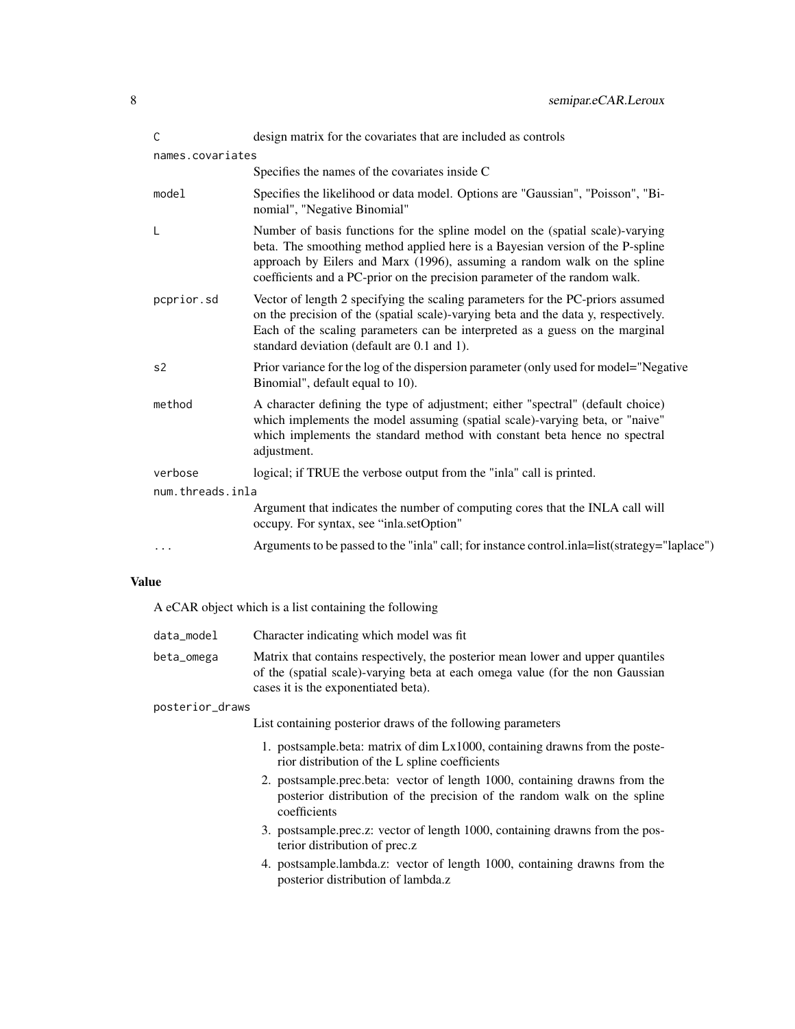| | |
|---|---|
| C | design matrix for the covariates that are included as controls |
| names.covariates | Specifies the names of the covariates inside C |
| model | Specifies the likelihood or data model. Options are "Gaussian", "Poisson", "Binomial", "Negative Binomial" |
| L | Number of basis functions for the spline model on the (spatial scale)-varying beta. The smoothing method applied here is a Bayesian version of the P-spline approach by Eilers and Marx (1996), assuming a random walk on the spline coefficients and a PC-prior on the precision parameter of the random walk. |
| pcprior.sd | Vector of length 2 specifying the scaling parameters for the PC-priors assumed on the precision of the (spatial scale)-varying beta and the data y, respectively. Each of the scaling parameters can be interpreted as a guess on the marginal standard deviation (default are 0.1 and 1). |
| s2 | Prior variance for the log of the dispersion parameter (only used for model="Negative Binomial", default equal to 10). |
| method | A character defining the type of adjustment; either "spectral" (default choice) which implements the model assuming (spatial scale)-varying beta, or "naive" which implements the standard method with constant beta hence no spectral adjustment. |
| verbose | logical; if TRUE the verbose output from the "inla" call is printed. |
| num.threads.inla | Argument that indicates the number of computing cores that the INLA call will occupy. For syntax, see "inla.setOption" |
| ... | Arguments to be passed to the "inla" call; for instance control.inla=list(strategy="laplace") |

## Value

A eCAR object which is a list containing the following

| | |
|---|---|
| data_model | Character indicating which model was fit |
| beta_omega | Matrix that contains respectively, the posterior mean lower and upper quantiles of the (spatial scale)-varying beta at each omega value (for the non Gaussian cases it is the exponentiated beta). |
| posterior_draws | List containing posterior draws of the following parameters<br>1. postsample.beta: matrix of dim Lx1000, containing drawns from the posterior distribution of the L spline coefficients<br>2. postsample.prec.beta: vector of length 1000, containing drawns from the posterior distribution of the precision of the random walk on the spline coefficients<br>3. postsample.prec.z: vector of length 1000, containing drawns from the posterior distribution of prec.z<br>4. postsample.lambda.z: vector of length 1000, containing drawns from the posterior distribution of lambda.z |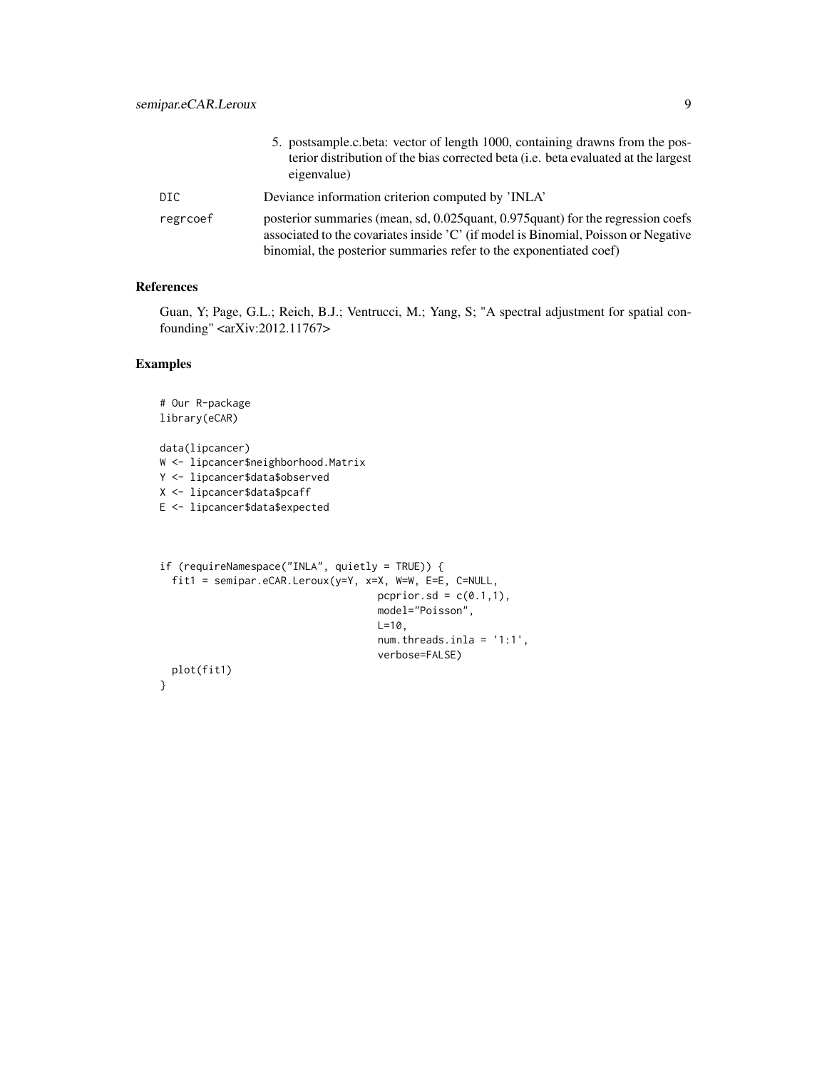5. postsample.c.beta: vector of length 1000, containing drawns from the posterior distribution of the bias corrected beta (i.e. beta evaluated at the largest eigenvalue)

DIC
: Deviance information criterion computed by 'INLA'

regrcoef
: posterior summaries (mean, sd, 0.025quant, 0.975quant) for the regression coefs associated to the covariates inside 'C' (if model is Binomial, Poisson or Negative binomial, the posterior summaries refer to the exponentiated coef)

## References

Guan, Y; Page, G.L.; Reich, B.J.; Ventrucci, M.; Yang, S; "A spectral adjustment for spatial confounding" <arXiv:2012.11767>

## Examples

```
# Our R-package
library(eCAR)

data(lipcancer)
W <- lipcancer$neighborhood.Matrix
Y <- lipcancer$data$observed
X <- lipcancer$data$pcaff
E <- lipcancer$data$expected



if (requireNamespace("INLA", quietly = TRUE)) {
  fit1 = semipar.eCAR.Leroux(y=Y, x=X, W=W, E=E, C=NULL,
                                    pcprior.sd = c(0.1,1),
                                    model="Poisson",
                                    L=10,
                                    num.threads.inla = '1:1',
                                    verbose=FALSE)
  plot(fit1)
}
```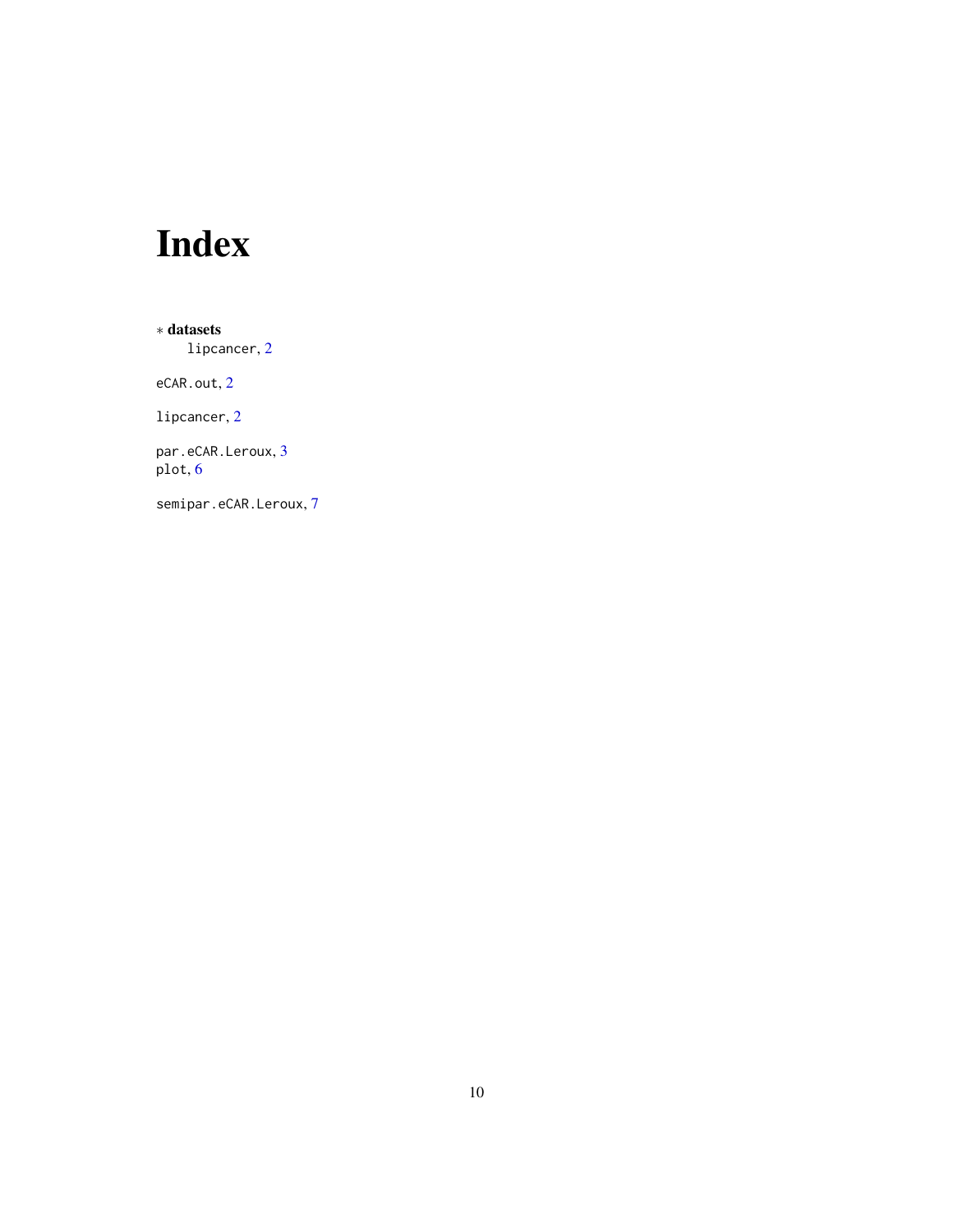# Index

∗ **datasets**
    lipcancer, 2

eCAR.out, 2

lipcancer, 2

par.eCAR.Leroux, 3
plot, 6

semipar.eCAR.Leroux, 7